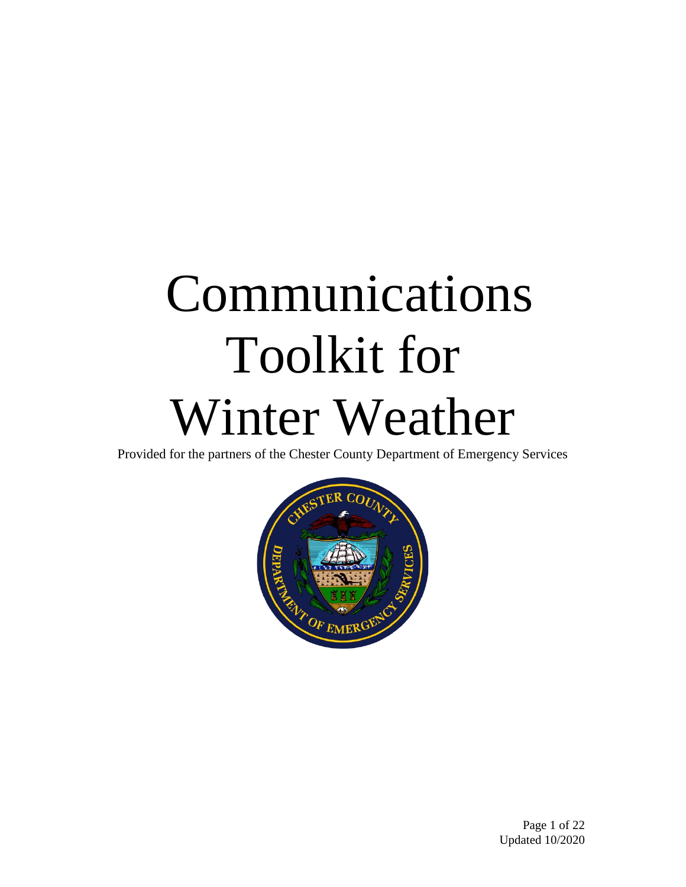# Communications Toolkit for Winter Weather

Provided for the partners of the Chester County Department of Emergency Services

Updated 10/2020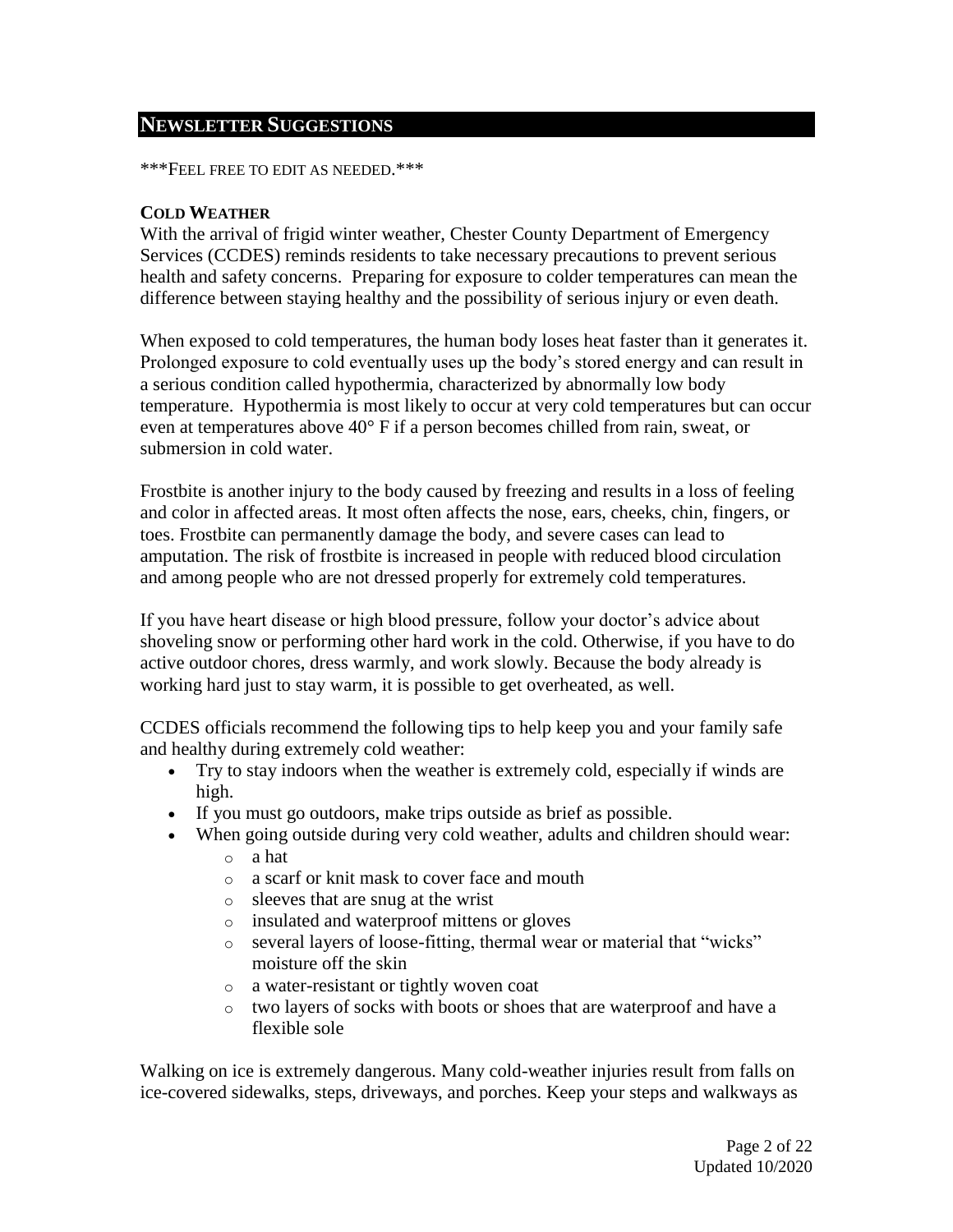## NEWSLETTER SUGGESTIONS

***FEEL FREE TO EDIT AS NEEDED.***

### COLD WEATHER

With the arrival of frigid winter weather, Chester County Department of Emergency Services (CCDES) reminds residents to take necessary precautions to prevent serious health and safety concerns. Preparing for exposure to colder temperatures can mean the difference between staying healthy and the possibility of serious injury or even death.

When exposed to cold temperatures, the human body loses heat faster than it generates it. Prolonged exposure to cold eventually uses up the body's stored energy and can result in a serious condition called hypothermia, characterized by abnormally low body temperature. Hypothermia is most likely to occur at very cold temperatures but can occur even at temperatures above 40° F if a person becomes chilled from rain, sweat, or submersion in cold water.

Frostbite is another injury to the body caused by freezing and results in a loss of feeling and color in affected areas. It most often affects the nose, ears, cheeks, chin, fingers, or toes. Frostbite can permanently damage the body, and severe cases can lead to amputation. The risk of frostbite is increased in people with reduced blood circulation and among people who are not dressed properly for extremely cold temperatures.

If you have heart disease or high blood pressure, follow your doctor's advice about shoveling snow or performing other hard work in the cold. Otherwise, if you have to do active outdoor chores, dress warmly, and work slowly. Because the body already is working hard just to stay warm, it is possible to get overheated, as well.

CCDES officials recommend the following tips to help keep you and your family safe and healthy during extremely cold weather:

- Try to stay indoors when the weather is extremely cold, especially if winds are high.
- If you must go outdoors, make trips outside as brief as possible.
- When going outside during very cold weather, adults and children should wear:
  - a hat
  - a scarf or knit mask to cover face and mouth
  - sleeves that are snug at the wrist
  - insulated and waterproof mittens or gloves
  - several layers of loose-fitting, thermal wear or material that "wicks" moisture off the skin
  - a water-resistant or tightly woven coat
  - two layers of socks with boots or shoes that are waterproof and have a flexible sole

Walking on ice is extremely dangerous. Many cold-weather injuries result from falls on ice-covered sidewalks, steps, driveways, and porches. Keep your steps and walkways as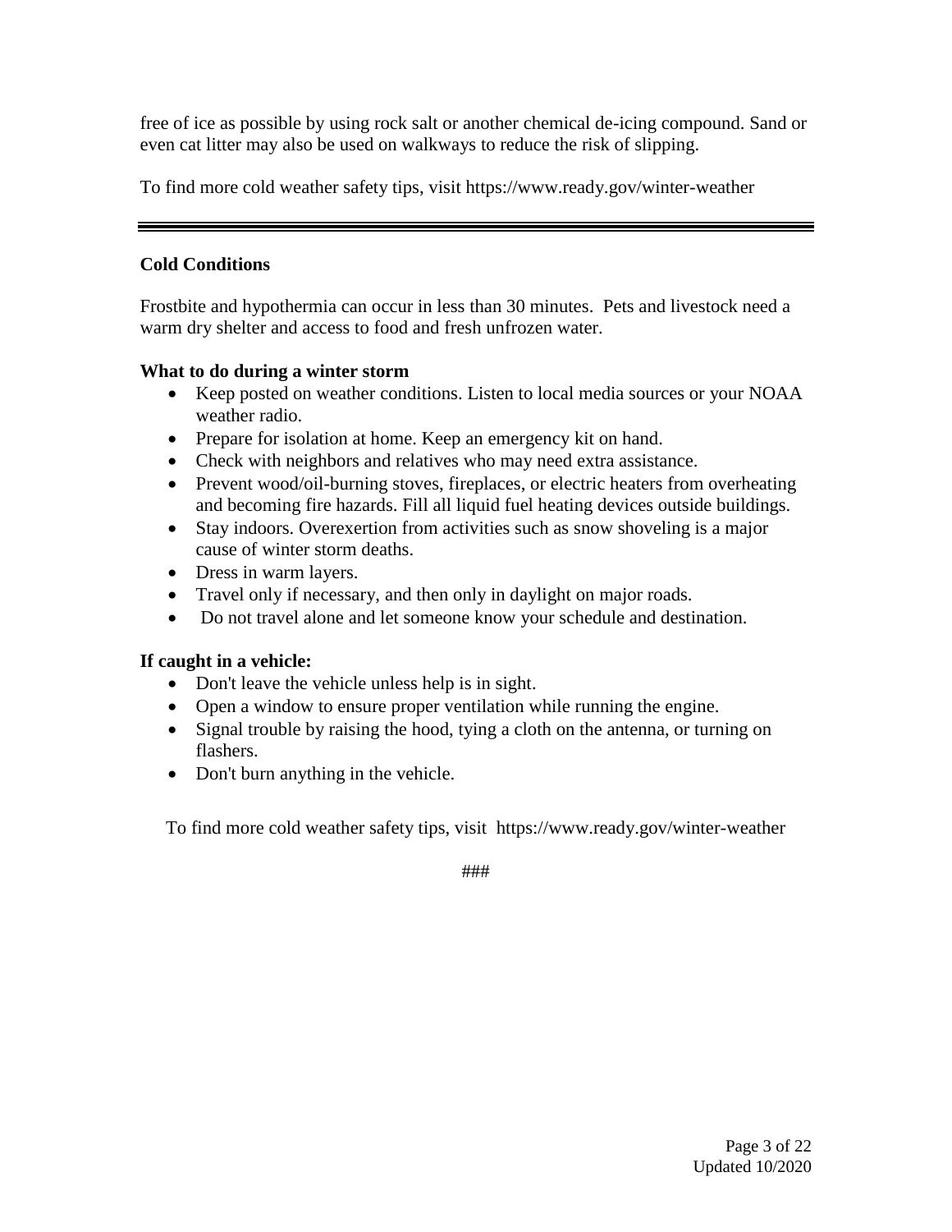free of ice as possible by using rock salt or another chemical de-icing compound. Sand or even cat litter may also be used on walkways to reduce the risk of slipping.

To find more cold weather safety tips, visit https://www.ready.gov/winter-weather

---

**Cold Conditions**

Frostbite and hypothermia can occur in less than 30 minutes. Pets and livestock need a warm dry shelter and access to food and fresh unfrozen water.

**What to do during a winter storm**

- Keep posted on weather conditions. Listen to local media sources or your NOAA weather radio.
- Prepare for isolation at home. Keep an emergency kit on hand.
- Check with neighbors and relatives who may need extra assistance.
- Prevent wood/oil-burning stoves, fireplaces, or electric heaters from overheating and becoming fire hazards. Fill all liquid fuel heating devices outside buildings.
- Stay indoors. Overexertion from activities such as snow shoveling is a major cause of winter storm deaths.
- Dress in warm layers.
- Travel only if necessary, and then only in daylight on major roads.
- Do not travel alone and let someone know your schedule and destination.

**If caught in a vehicle:**

- Don't leave the vehicle unless help is in sight.
- Open a window to ensure proper ventilation while running the engine.
- Signal trouble by raising the hood, tying a cloth on the antenna, or turning on flashers.
- Don't burn anything in the vehicle.

To find more cold weather safety tips, visit https://www.ready.gov/winter-weather

###

Updated 10/2020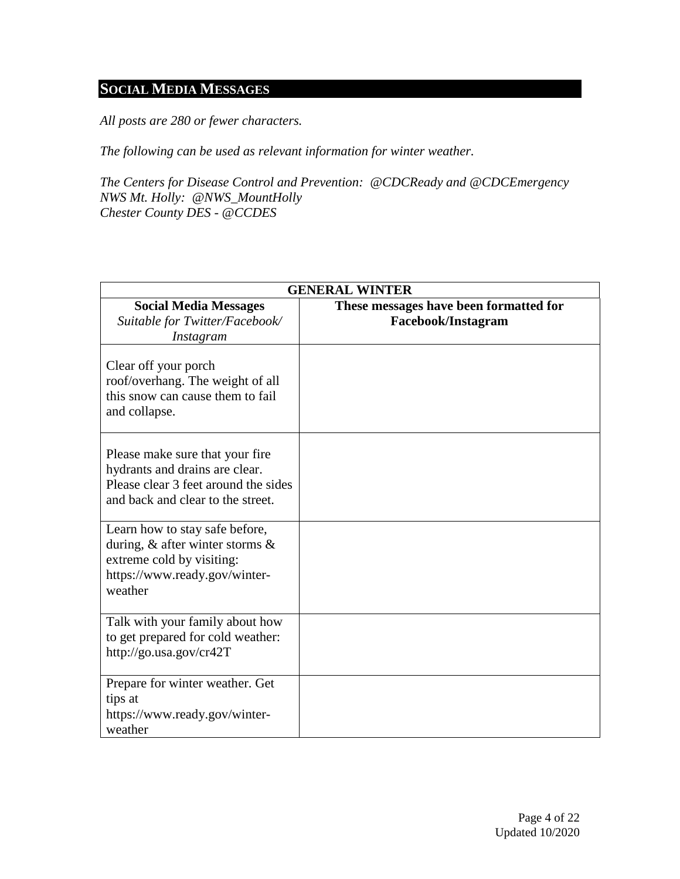## SOCIAL MEDIA MESSAGES

*All posts are 280 or fewer characters.*

*The following can be used as relevant information for winter weather.*

*The Centers for Disease Control and Prevention: @CDCReady and @CDCEmergency*
*NWS Mt. Holly: @NWS_MountHolly*
*Chester County DES - @CCDES*

| GENERAL WINTER | |
|---|---|
| **Social Media Messages** *Suitable for Twitter/Facebook/ Instagram* | **These messages have been formatted for Facebook/Instagram** |
| Clear off your porch roof/overhang. The weight of all this snow can cause them to fail and collapse. | |
| Please make sure that your fire hydrants and drains are clear. Please clear 3 feet around the sides and back and clear to the street. | |
| Learn how to stay safe before, during, & after winter storms & extreme cold by visiting: https://www.ready.gov/winter-weather | |
| Talk with your family about how to get prepared for cold weather: http://go.usa.gov/cr42T | |
| Prepare for winter weather. Get tips at https://www.ready.gov/winter-weather | |

Updated 10/2020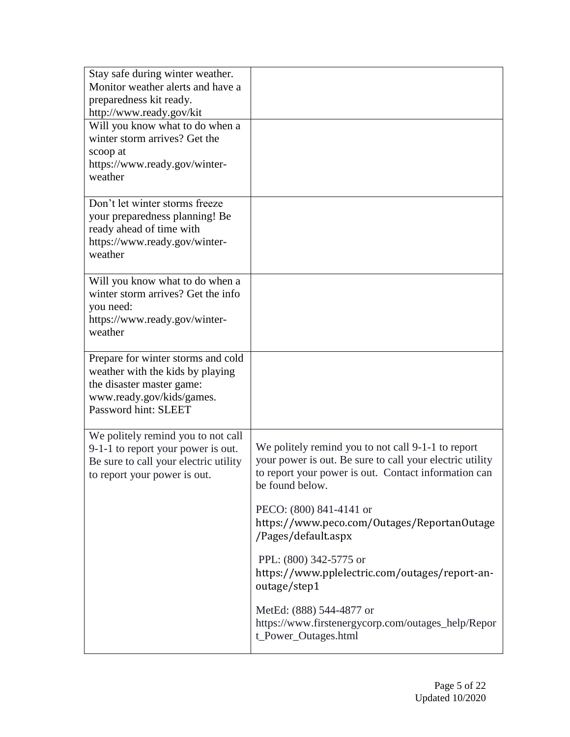| | |
|---|---|
| Stay safe during winter weather. Monitor weather alerts and have a preparedness kit ready. http://www.ready.gov/kit | |
| Will you know what to do when a winter storm arrives? Get the scoop at https://www.ready.gov/winter-weather | |
| Don't let winter storms freeze your preparedness planning! Be ready ahead of time with https://www.ready.gov/winter-weather | |
| Will you know what to do when a winter storm arrives? Get the info you need: https://www.ready.gov/winter-weather | |
| Prepare for winter storms and cold weather with the kids by playing the disaster master game: www.ready.gov/kids/games. Password hint: SLEET | |
| We politely remind you to not call 9-1-1 to report your power is out. Be sure to call your electric utility to report your power is out. | We politely remind you to not call 9-1-1 to report your power is out. Be sure to call your electric utility to report your power is out. Contact information can be found below.<br><br>PECO: (800) 841-4141 or https://www.peco.com/Outages/ReportanOutage/Pages/default.aspx<br><br>PPL: (800) 342-5775 or https://www.pplelectric.com/outages/report-an-outage/step1<br><br>MetEd: (888) 544-4877 or https://www.firstenergycorp.com/outages_help/Report_Power_Outages.html |

Updated 10/2020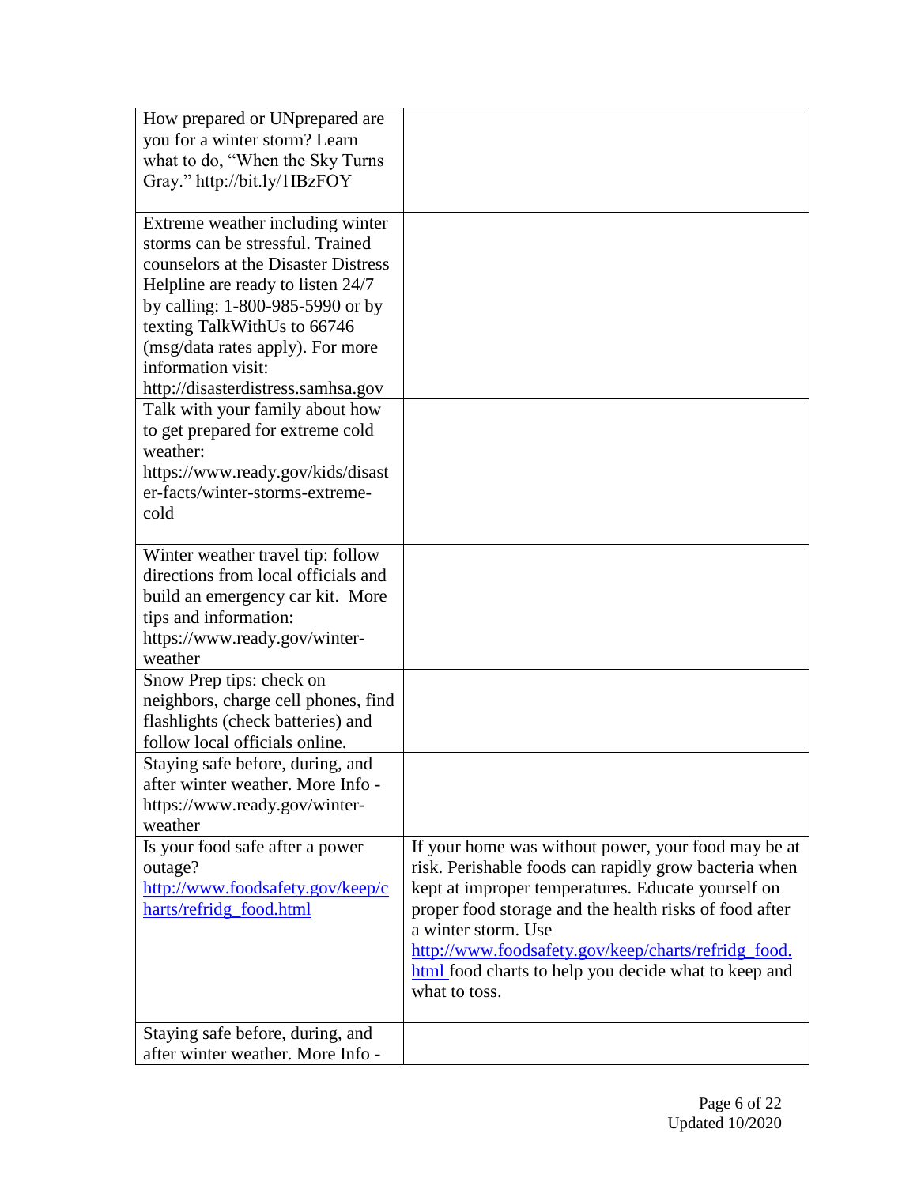| | |
|---|---|
| How prepared or UNprepared are you for a winter storm? Learn what to do, "When the Sky Turns Gray." http://bit.ly/1IBzFOY | |
| Extreme weather including winter storms can be stressful. Trained counselors at the Disaster Distress Helpline are ready to listen 24/7 by calling: 1-800-985-5990 or by texting TalkWithUs to 66746 (msg/data rates apply). For more information visit: http://disasterdistress.samhsa.gov | |
| Talk with your family about how to get prepared for extreme cold weather: https://www.ready.gov/kids/disaster-facts/winter-storms-extreme-cold | |
| Winter weather travel tip: follow directions from local officials and build an emergency car kit. More tips and information: https://www.ready.gov/winter-weather | |
| Snow Prep tips: check on neighbors, charge cell phones, find flashlights (check batteries) and follow local officials online. | |
| Staying safe before, during, and after winter weather. More Info - https://www.ready.gov/winter-weather | |
| Is your food safe after a power outage? [http://www.foodsafety.gov/keep/charts/refridg_food.html](http://www.foodsafety.gov/keep/charts/refridg_food.html) | If your home was without power, your food may be at risk. Perishable foods can rapidly grow bacteria when kept at improper temperatures. Educate yourself on proper food storage and the health risks of food after a winter storm. Use [http://www.foodsafety.gov/keep/charts/refridg_food.html](http://www.foodsafety.gov/keep/charts/refridg_food.html) food charts to help you decide what to keep and what to toss. |
| Staying safe before, during, and after winter weather. More Info - | |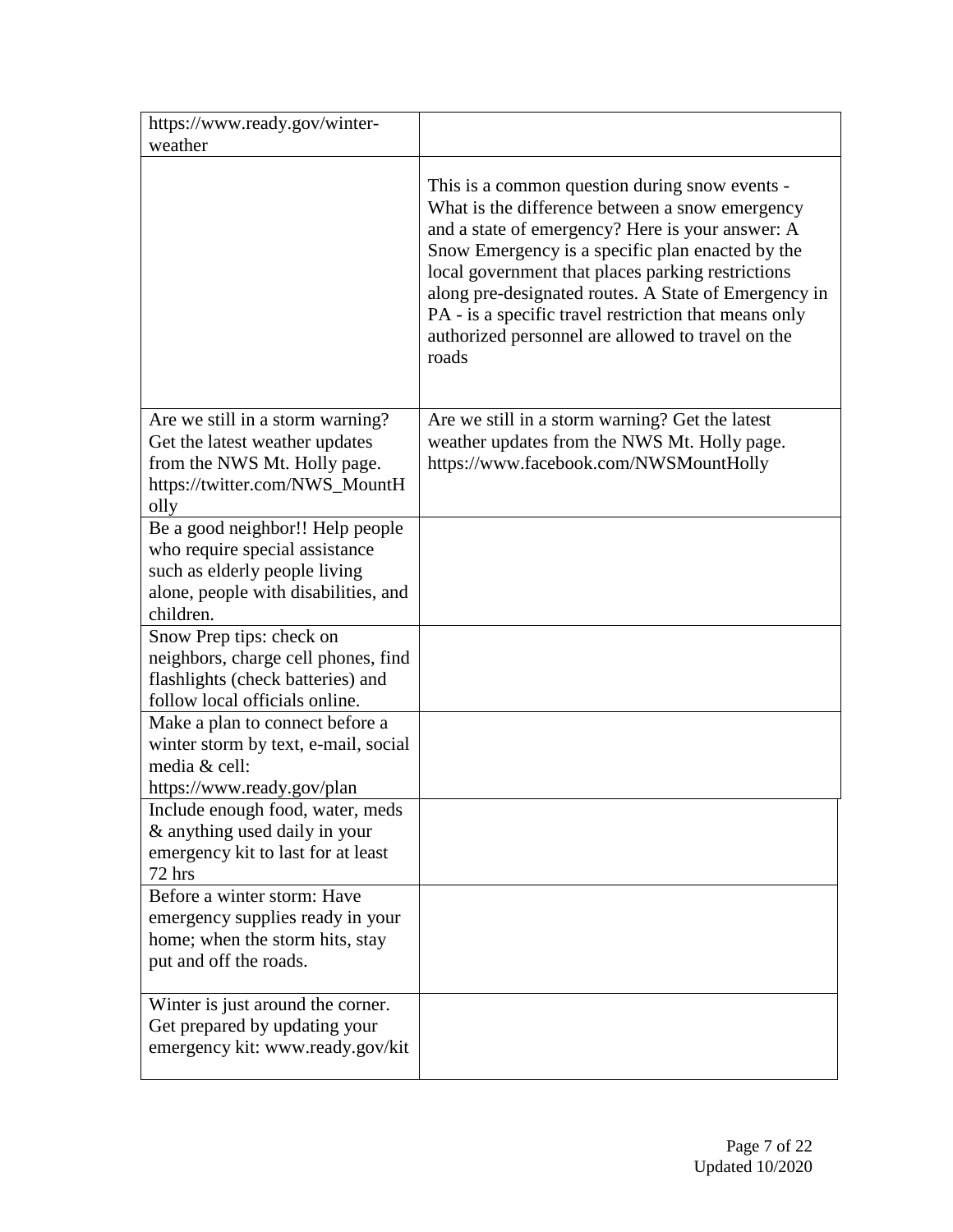| | |
|---|---|
| https://www.ready.gov/winter-weather | |
| | This is a common question during snow events - What is the difference between a snow emergency and a state of emergency? Here is your answer: A Snow Emergency is a specific plan enacted by the local government that places parking restrictions along pre-designated routes. A State of Emergency in PA - is a specific travel restriction that means only authorized personnel are allowed to travel on the roads |
| Are we still in a storm warning? Get the latest weather updates from the NWS Mt. Holly page. https://twitter.com/NWS_MountHolly | Are we still in a storm warning? Get the latest weather updates from the NWS Mt. Holly page. https://www.facebook.com/NWSMountHolly |
| Be a good neighbor!! Help people who require special assistance such as elderly people living alone, people with disabilities, and children. | |
| Snow Prep tips: check on neighbors, charge cell phones, find flashlights (check batteries) and follow local officials online. | |
| Make a plan to connect before a winter storm by text, e-mail, social media & cell: https://www.ready.gov/plan | |
| Include enough food, water, meds & anything used daily in your emergency kit to last for at least 72 hrs | |
| Before a winter storm: Have emergency supplies ready in your home; when the storm hits, stay put and off the roads. | |
| Winter is just around the corner. Get prepared by updating your emergency kit: www.ready.gov/kit | |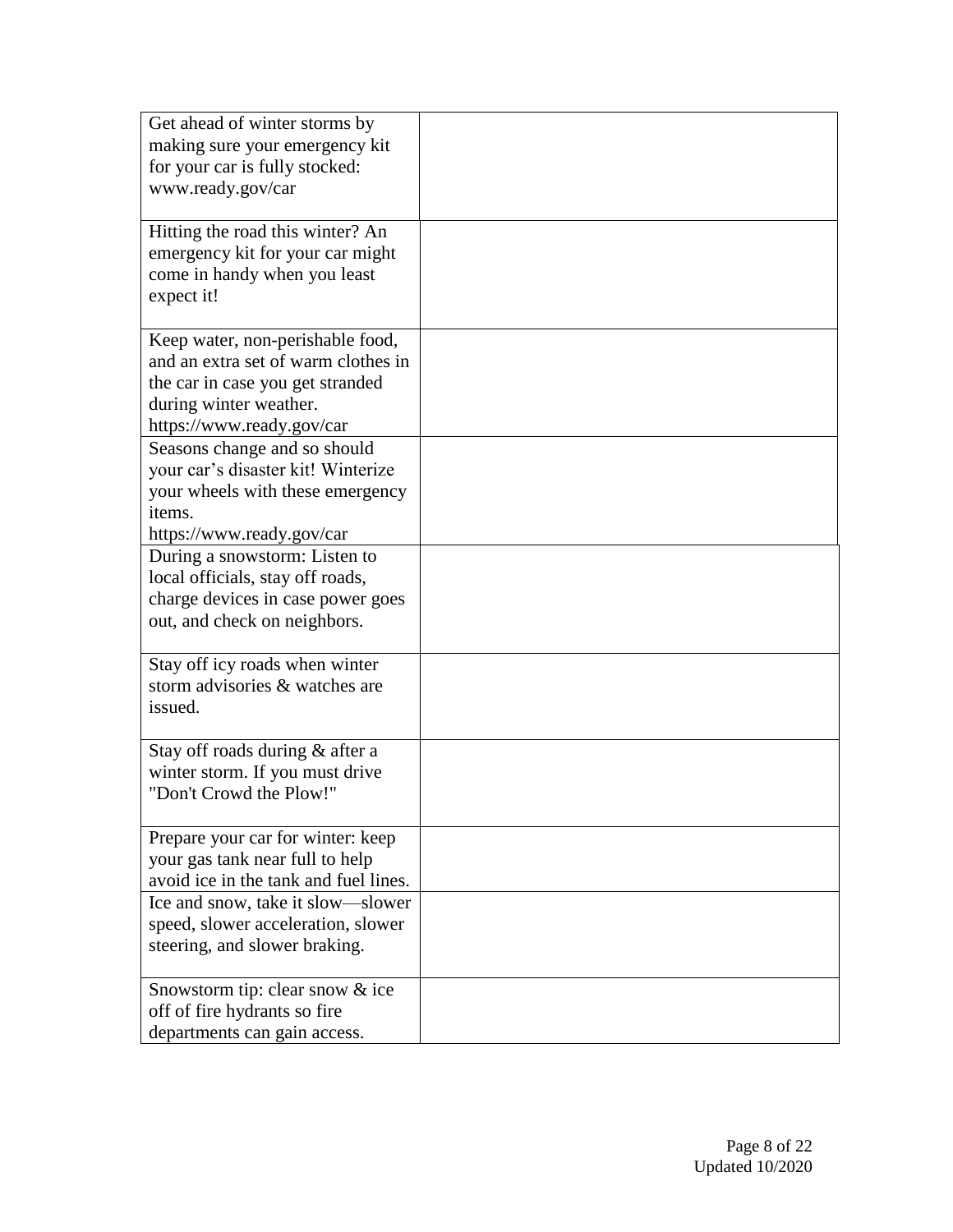| | |
|---|---|
| Get ahead of winter storms by making sure your emergency kit for your car is fully stocked: www.ready.gov/car | |
| Hitting the road this winter? An emergency kit for your car might come in handy when you least expect it! | |
| Keep water, non-perishable food, and an extra set of warm clothes in the car in case you get stranded during winter weather. https://www.ready.gov/car | |
| Seasons change and so should your car's disaster kit! Winterize your wheels with these emergency items. https://www.ready.gov/car | |
| During a snowstorm: Listen to local officials, stay off roads, charge devices in case power goes out, and check on neighbors. | |
| Stay off icy roads when winter storm advisories & watches are issued. | |
| Stay off roads during & after a winter storm. If you must drive "Don't Crowd the Plow!" | |
| Prepare your car for winter: keep your gas tank near full to help avoid ice in the tank and fuel lines. | |
| Ice and snow, take it slow—slower speed, slower acceleration, slower steering, and slower braking. | |
| Snowstorm tip: clear snow & ice off of fire hydrants so fire departments can gain access. | |

Updated 10/2020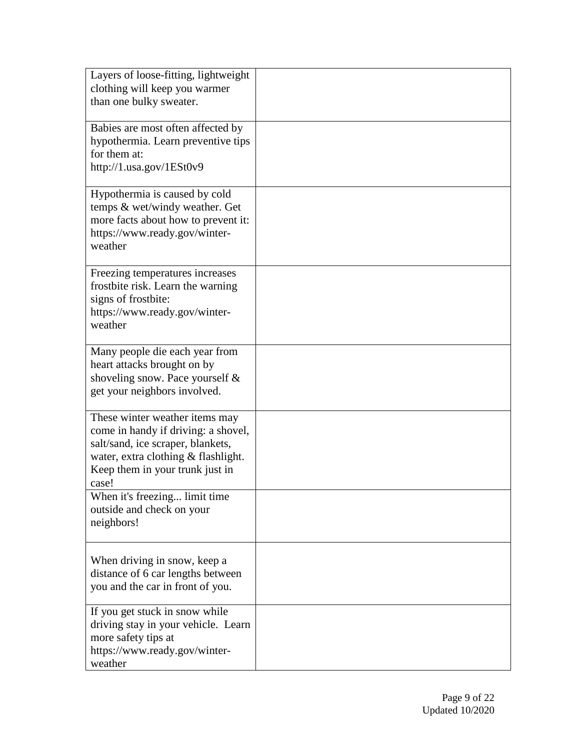| | |
|---|---|
| Layers of loose-fitting, lightweight clothing will keep you warmer than one bulky sweater. | |
| Babies are most often affected by hypothermia. Learn preventive tips for them at: http://1.usa.gov/1ESt0v9 | |
| Hypothermia is caused by cold temps & wet/windy weather. Get more facts about how to prevent it: https://www.ready.gov/winter-weather | |
| Freezing temperatures increases frostbite risk. Learn the warning signs of frostbite: https://www.ready.gov/winter-weather | |
| Many people die each year from heart attacks brought on by shoveling snow. Pace yourself & get your neighbors involved. | |
| These winter weather items may come in handy if driving: a shovel, salt/sand, ice scraper, blankets, water, extra clothing & flashlight. Keep them in your trunk just in case! | |
| When it's freezing... limit time outside and check on your neighbors! | |
| When driving in snow, keep a distance of 6 car lengths between you and the car in front of you. | |
| If you get stuck in snow while driving stay in your vehicle. Learn more safety tips at https://www.ready.gov/winter-weather | |

Updated 10/2020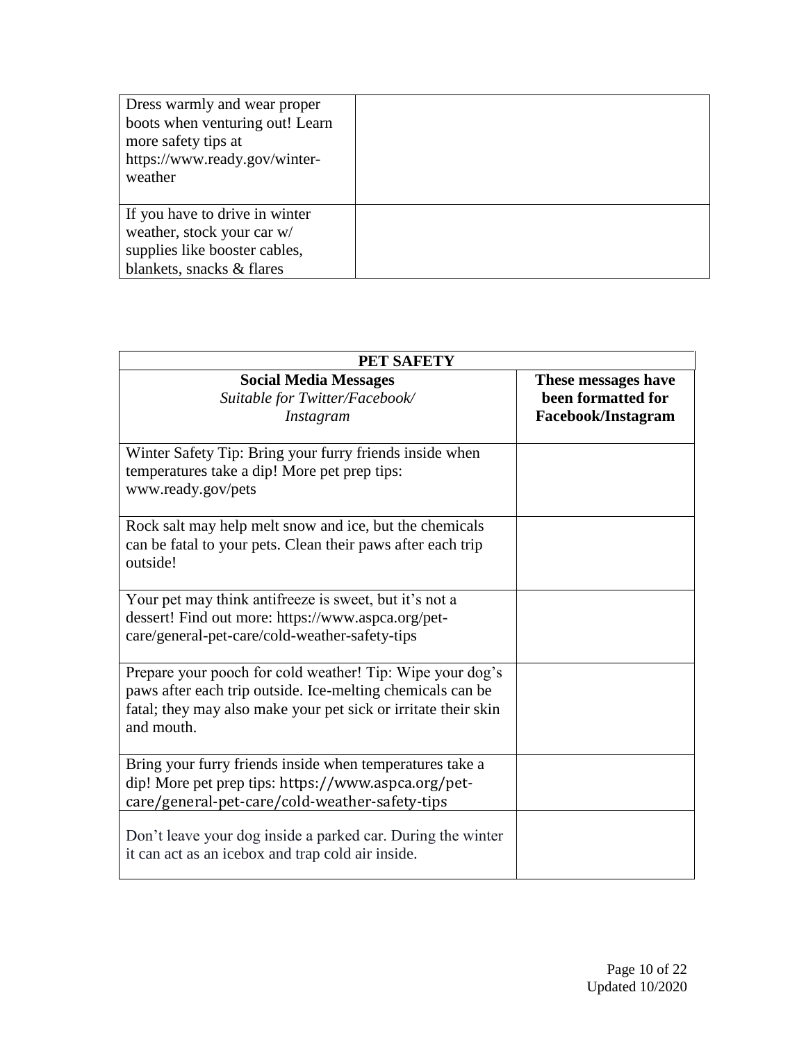| | |
|---|---|
| Dress warmly and wear proper boots when venturing out! Learn more safety tips at https://www.ready.gov/winter-weather | |
| If you have to drive in winter weather, stock your car w/ supplies like booster cables, blankets, snacks & flares | |

| PET SAFETY | |
|---|---|
| **Social Media Messages** *Suitable for Twitter/Facebook/ Instagram* | **These messages have been formatted for Facebook/Instagram** |
| Winter Safety Tip: Bring your furry friends inside when temperatures take a dip! More pet prep tips: www.ready.gov/pets | |
| Rock salt may help melt snow and ice, but the chemicals can be fatal to your pets. Clean their paws after each trip outside! | |
| Your pet may think antifreeze is sweet, but it's not a dessert! Find out more: https://www.aspca.org/pet-care/general-pet-care/cold-weather-safety-tips | |
| Prepare your pooch for cold weather! Tip: Wipe your dog's paws after each trip outside. Ice-melting chemicals can be fatal; they may also make your pet sick or irritate their skin and mouth. | |
| Bring your furry friends inside when temperatures take a dip! More pet prep tips: https://www.aspca.org/pet-care/general-pet-care/cold-weather-safety-tips | |
| Don't leave your dog inside a parked car. During the winter it can act as an icebox and trap cold air inside. | |

Updated 10/2020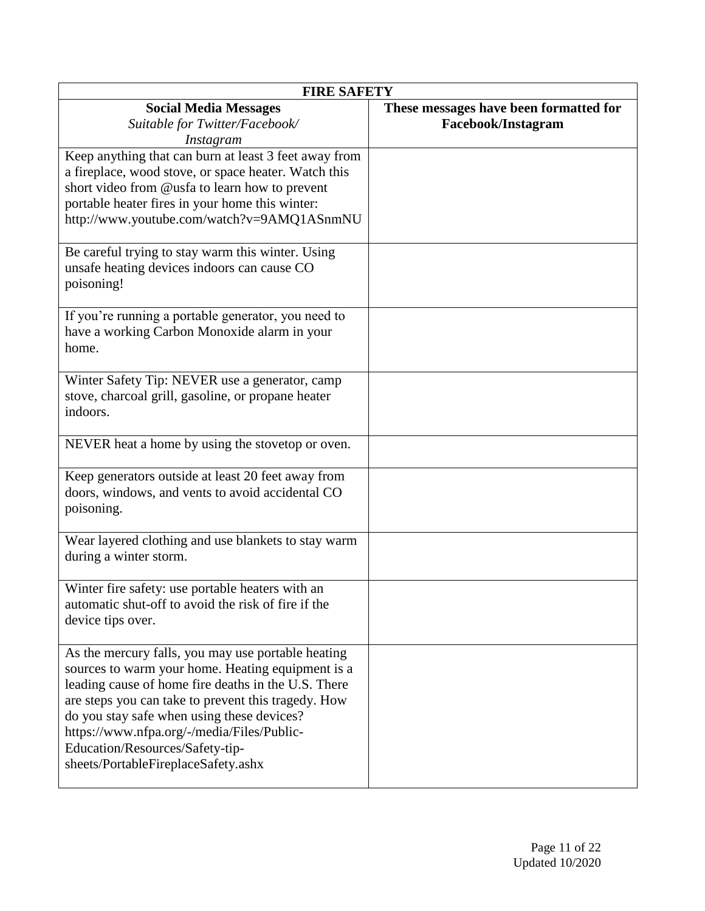| FIRE SAFETY | |
|---|---|
| **Social Media Messages** *Suitable for Twitter/Facebook/ Instagram* | **These messages have been formatted for Facebook/Instagram** |
| Keep anything that can burn at least 3 feet away from a fireplace, wood stove, or space heater. Watch this short video from @usfa to learn how to prevent portable heater fires in your home this winter: http://www.youtube.com/watch?v=9AMQ1ASnmNU | |
| Be careful trying to stay warm this winter. Using unsafe heating devices indoors can cause CO poisoning! | |
| If you're running a portable generator, you need to have a working Carbon Monoxide alarm in your home. | |
| Winter Safety Tip: NEVER use a generator, camp stove, charcoal grill, gasoline, or propane heater indoors. | |
| NEVER heat a home by using the stovetop or oven. | |
| Keep generators outside at least 20 feet away from doors, windows, and vents to avoid accidental CO poisoning. | |
| Wear layered clothing and use blankets to stay warm during a winter storm. | |
| Winter fire safety: use portable heaters with an automatic shut-off to avoid the risk of fire if the device tips over. | |
| As the mercury falls, you may use portable heating sources to warm your home. Heating equipment is a leading cause of home fire deaths in the U.S. There are steps you can take to prevent this tragedy. How do you stay safe when using these devices? https://www.nfpa.org/-/media/Files/Public-Education/Resources/Safety-tip-sheets/PortableFireplaceSafety.ashx | |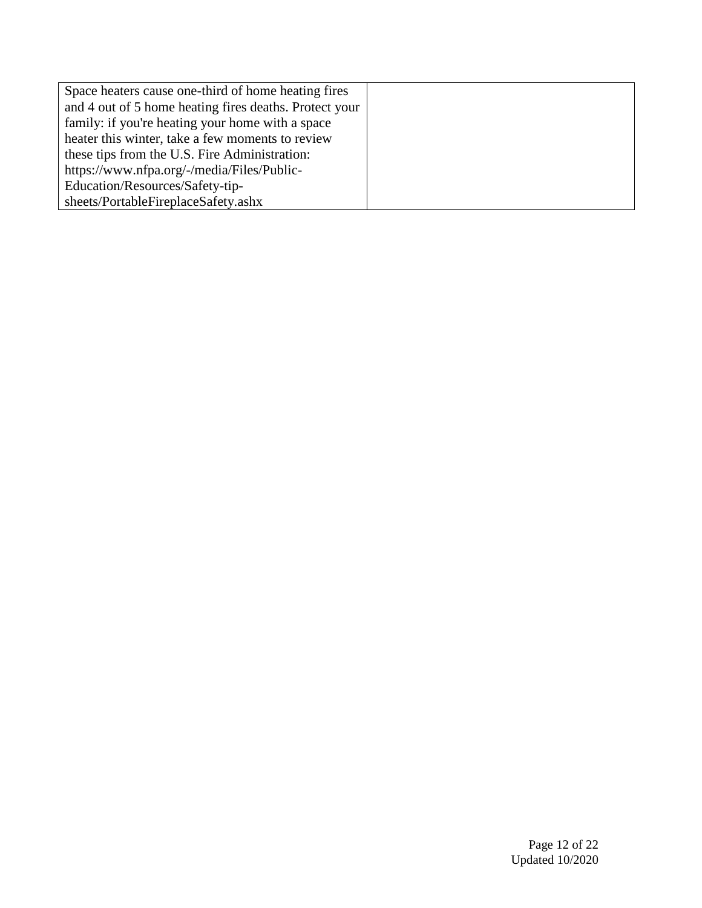| | |
|---|---|
| Space heaters cause one-third of home heating fires and 4 out of 5 home heating fires deaths. Protect your family: if you're heating your home with a space heater this winter, take a few moments to review these tips from the U.S. Fire Administration: https://www.nfpa.org/-/media/Files/Public-Education/Resources/Safety-tip-sheets/PortableFireplaceSafety.ashx | |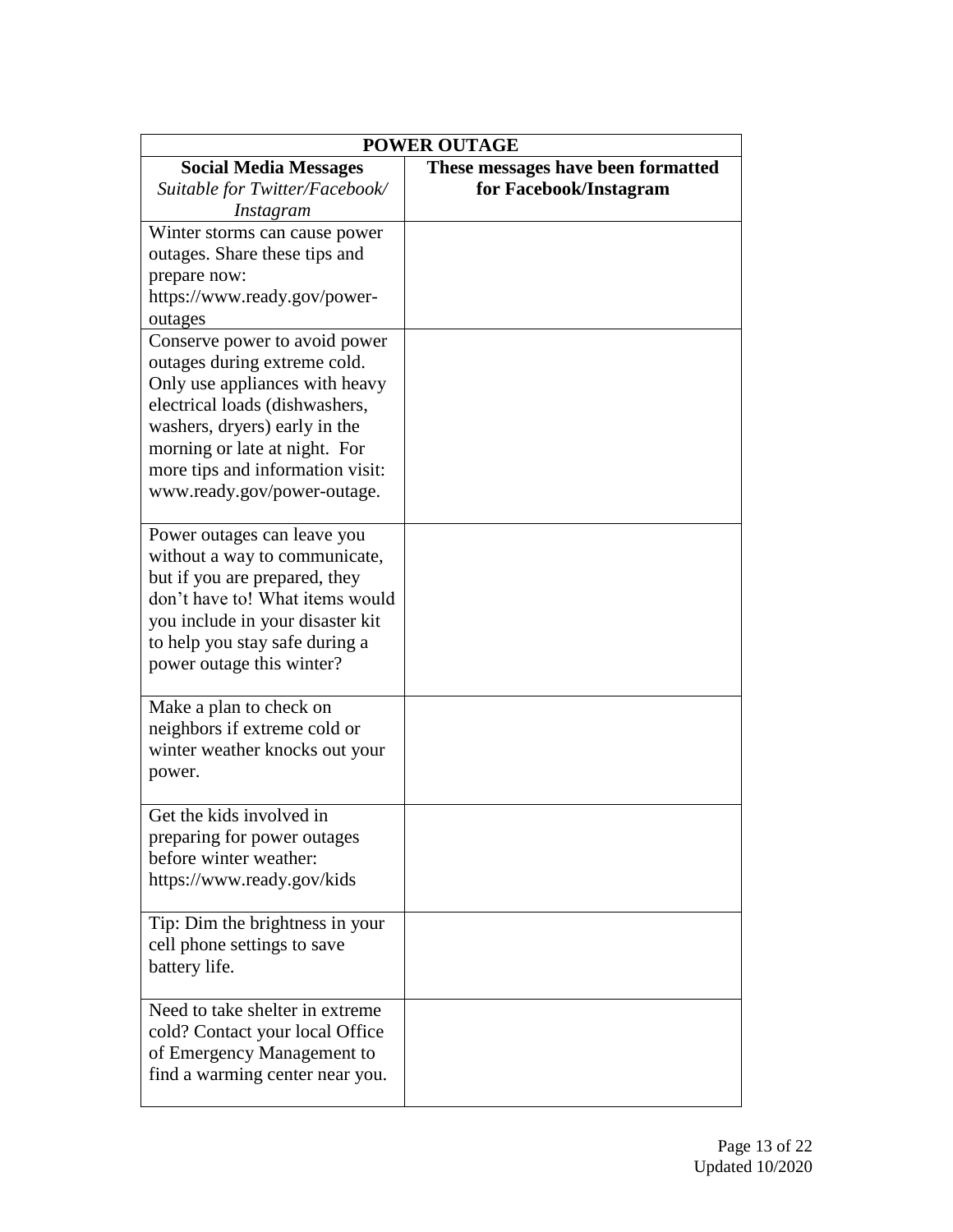| POWER OUTAGE | |
|---|---|
| **Social Media Messages** *Suitable for Twitter/Facebook/ Instagram* | **These messages have been formatted for Facebook/Instagram** |
| Winter storms can cause power outages. Share these tips and prepare now: https://www.ready.gov/power-outages | |
| Conserve power to avoid power outages during extreme cold. Only use appliances with heavy electrical loads (dishwashers, washers, dryers) early in the morning or late at night. For more tips and information visit: www.ready.gov/power-outage. | |
| Power outages can leave you without a way to communicate, but if you are prepared, they don't have to! What items would you include in your disaster kit to help you stay safe during a power outage this winter? | |
| Make a plan to check on neighbors if extreme cold or winter weather knocks out your power. | |
| Get the kids involved in preparing for power outages before winter weather: https://www.ready.gov/kids | |
| Tip: Dim the brightness in your cell phone settings to save battery life. | |
| Need to take shelter in extreme cold? Contact your local Office of Emergency Management to find a warming center near you. | |

Updated 10/2020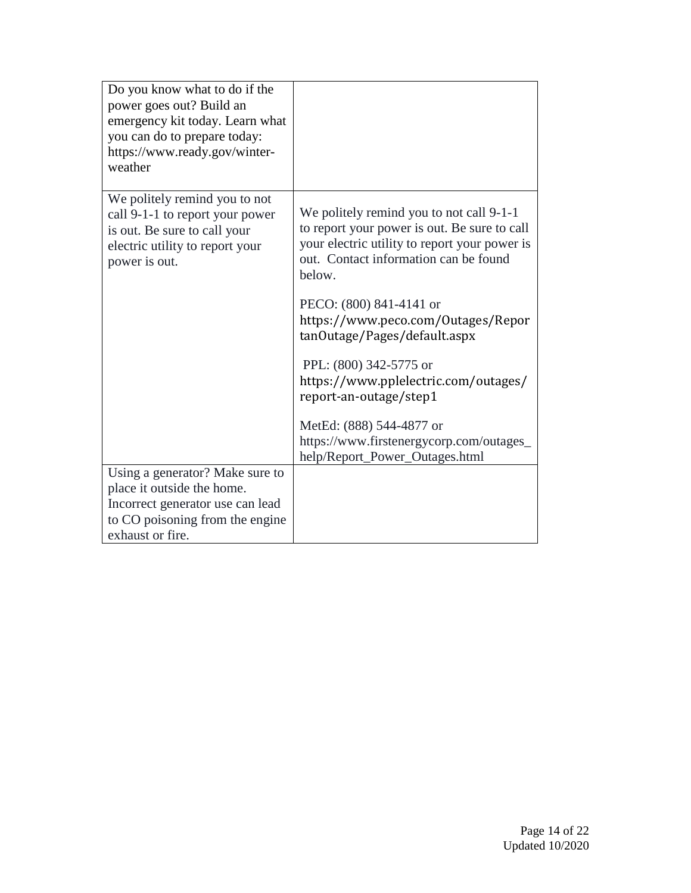| | |
|---|---|
| Do you know what to do if the power goes out? Build an emergency kit today. Learn what you can do to prepare today: https://www.ready.gov/winter-weather | |
| We politely remind you to not call 9-1-1 to report your power is out. Be sure to call your electric utility to report your power is out. | We politely remind you to not call 9-1-1 to report your power is out. Be sure to call your electric utility to report your power is out. Contact information can be found below.<br><br>PECO: (800) 841-4141 or https://www.peco.com/Outages/ReportanOutage/Pages/default.aspx<br><br>PPL: (800) 342-5775 or https://www.pplelectric.com/outages/report-an-outage/step1<br><br>MetEd: (888) 544-4877 or https://www.firstenergycorp.com/outages_help/Report_Power_Outages.html |
| Using a generator? Make sure to place it outside the home. Incorrect generator use can lead to CO poisoning from the engine exhaust or fire. | |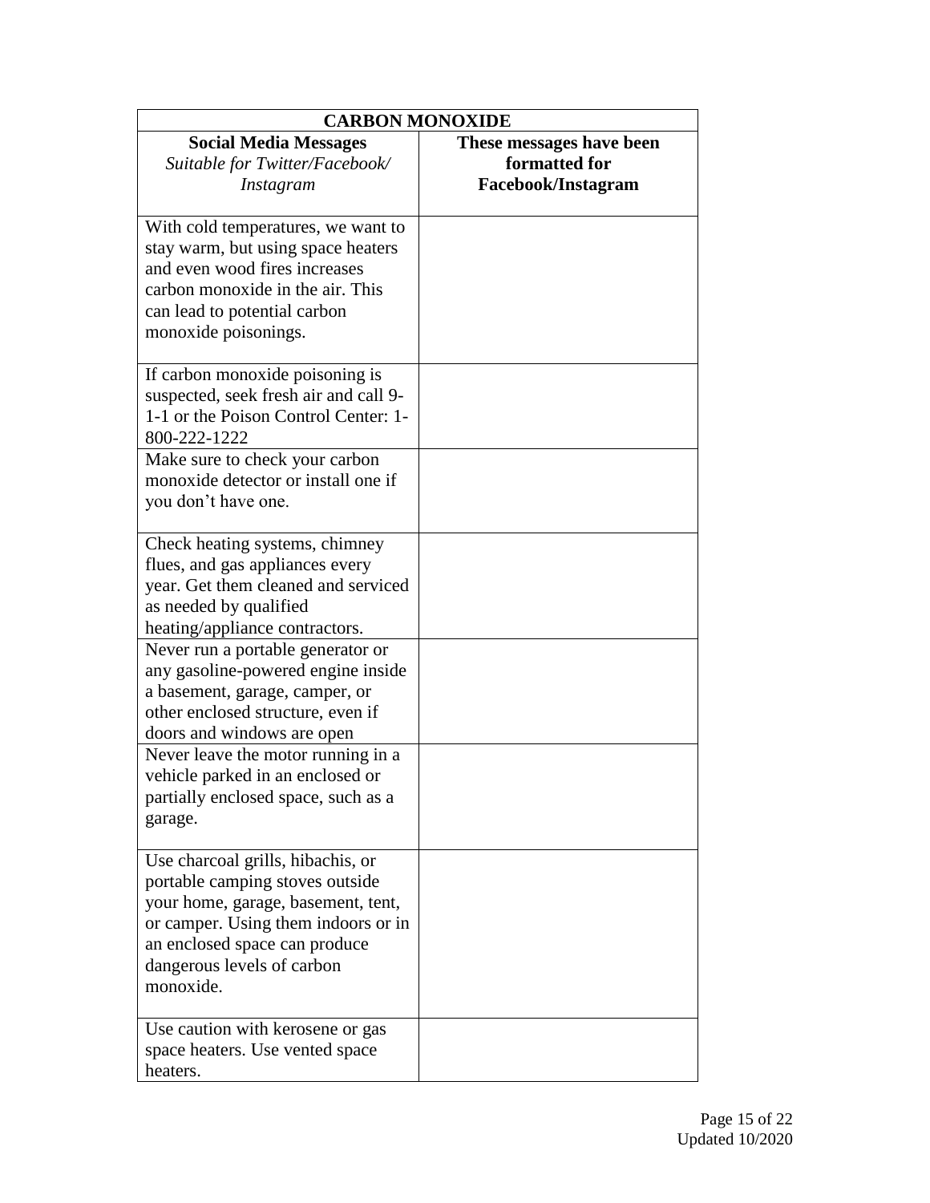| CARBON MONOXIDE | |
|---|---|
| **Social Media Messages** *Suitable for Twitter/Facebook/ Instagram* | **These messages have been formatted for Facebook/Instagram** |
| With cold temperatures, we want to stay warm, but using space heaters and even wood fires increases carbon monoxide in the air. This can lead to potential carbon monoxide poisonings. | |
| If carbon monoxide poisoning is suspected, seek fresh air and call 9-1-1 or the Poison Control Center: 1-800-222-1222 | |
| Make sure to check your carbon monoxide detector or install one if you don't have one. | |
| Check heating systems, chimney flues, and gas appliances every year. Get them cleaned and serviced as needed by qualified heating/appliance contractors. | |
| Never run a portable generator or any gasoline-powered engine inside a basement, garage, camper, or other enclosed structure, even if doors and windows are open | |
| Never leave the motor running in a vehicle parked in an enclosed or partially enclosed space, such as a garage. | |
| Use charcoal grills, hibachis, or portable camping stoves outside your home, garage, basement, tent, or camper. Using them indoors or in an enclosed space can produce dangerous levels of carbon monoxide. | |
| Use caution with kerosene or gas space heaters. Use vented space heaters. | |

Updated 10/2020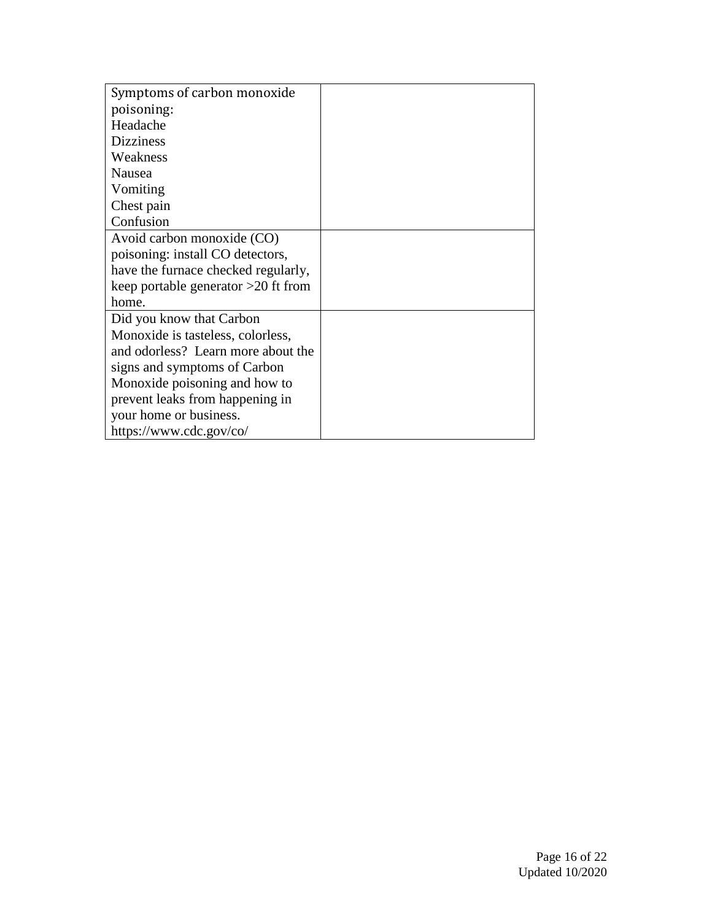| | |
|---|---|
| Symptoms of carbon monoxide poisoning:<br>Headache<br>Dizziness<br>Weakness<br>Nausea<br>Vomiting<br>Chest pain<br>Confusion | |
| Avoid carbon monoxide (CO) poisoning: install CO detectors, have the furnace checked regularly, keep portable generator >20 ft from home. | |
| Did you know that Carbon Monoxide is tasteless, colorless, and odorless? Learn more about the signs and symptoms of Carbon Monoxide poisoning and how to prevent leaks from happening in your home or business. https://www.cdc.gov/co/ | |

Updated 10/2020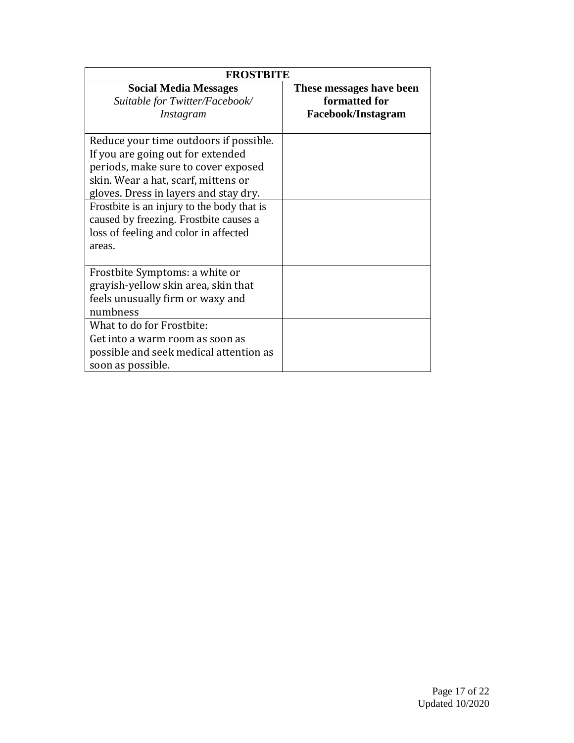| **FROSTBITE** | |
|---|---|
| **Social Media Messages** *Suitable for Twitter/Facebook/ Instagram* | **These messages have been formatted for Facebook/Instagram** |
| Reduce your time outdoors if possible. If you are going out for extended periods, make sure to cover exposed skin. Wear a hat, scarf, mittens or gloves. Dress in layers and stay dry. | |
| Frostbite is an injury to the body that is caused by freezing. Frostbite causes a loss of feeling and color in affected areas. | |
| Frostbite Symptoms: a white or grayish-yellow skin area, skin that feels unusually firm or waxy and numbness | |
| What to do for Frostbite: Get into a warm room as soon as possible and seek medical attention as soon as possible. | |

Updated 10/2020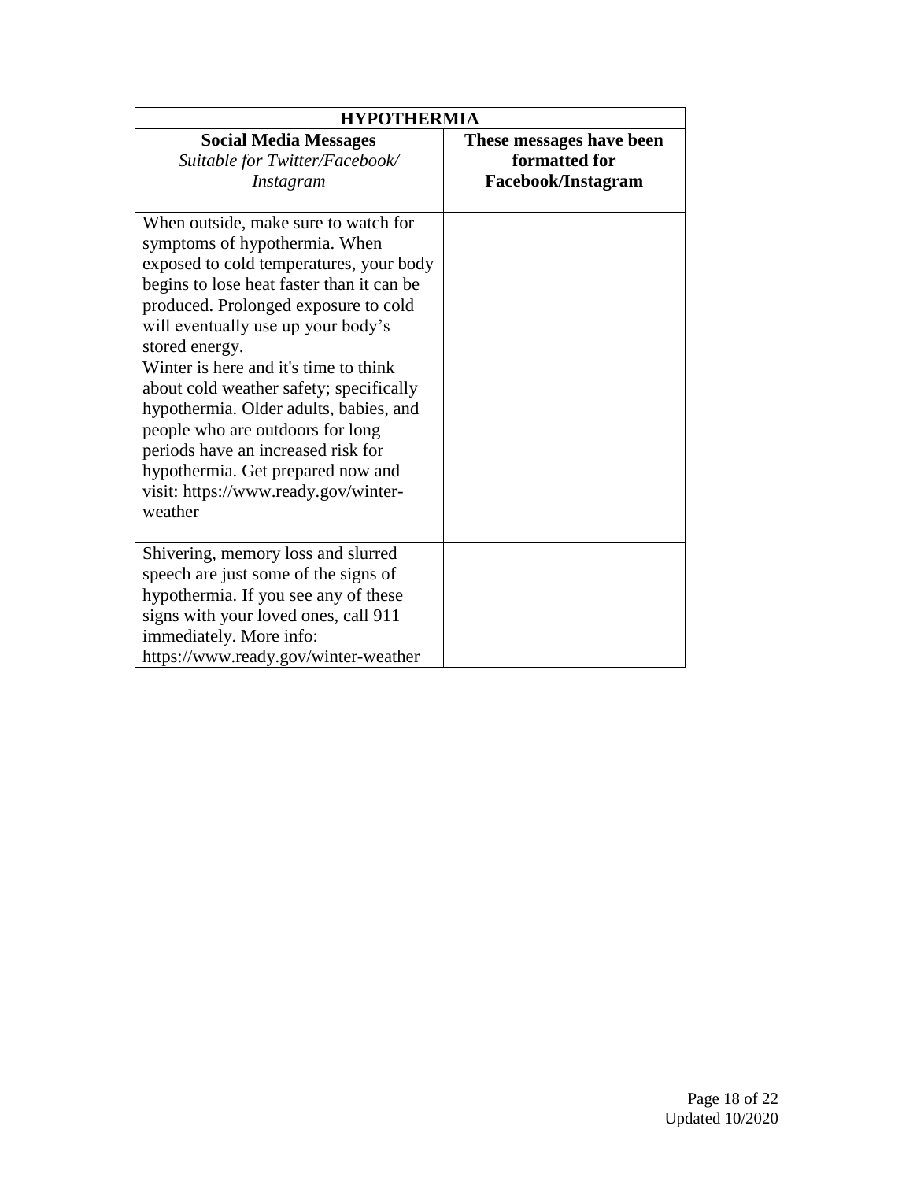| **HYPOTHERMIA** | |
|---|---|
| **Social Media Messages** *Suitable for Twitter/Facebook/ Instagram* | **These messages have been formatted for Facebook/Instagram** |
| When outside, make sure to watch for symptoms of hypothermia. When exposed to cold temperatures, your body begins to lose heat faster than it can be produced. Prolonged exposure to cold will eventually use up your body's stored energy. | |
| Winter is here and it's time to think about cold weather safety; specifically hypothermia. Older adults, babies, and people who are outdoors for long periods have an increased risk for hypothermia. Get prepared now and visit: https://www.ready.gov/winter-weather | |
| Shivering, memory loss and slurred speech are just some of the signs of hypothermia. If you see any of these signs with your loved ones, call 911 immediately. More info: https://www.ready.gov/winter-weather | |

Updated 10/2020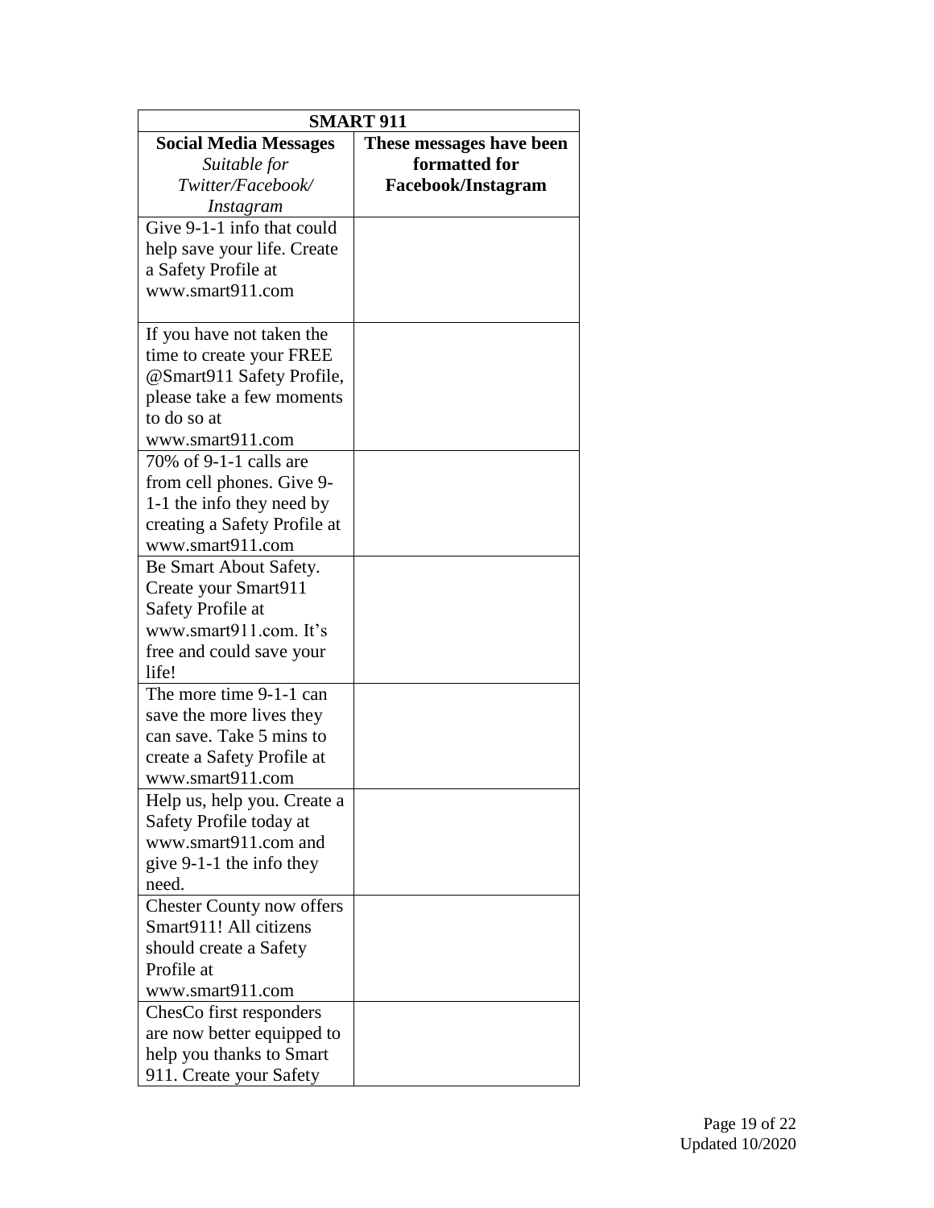| SMART 911 | |
|---|---|
| **Social Media Messages** *Suitable for Twitter/Facebook/ Instagram* | **These messages have been formatted for Facebook/Instagram** |
| Give 9-1-1 info that could help save your life. Create a Safety Profile at www.smart911.com | |
| If you have not taken the time to create your FREE @Smart911 Safety Profile, please take a few moments to do so at www.smart911.com | |
| 70% of 9-1-1 calls are from cell phones. Give 9-1-1 the info they need by creating a Safety Profile at www.smart911.com | |
| Be Smart About Safety. Create your Smart911 Safety Profile at www.smart911.com. It's free and could save your life! | |
| The more time 9-1-1 can save the more lives they can save. Take 5 mins to create a Safety Profile at www.smart911.com | |
| Help us, help you. Create a Safety Profile today at www.smart911.com and give 9-1-1 the info they need. | |
| Chester County now offers Smart911! All citizens should create a Safety Profile at www.smart911.com | |
| ChesCo first responders are now better equipped to help you thanks to Smart 911. Create your Safety | |

Updated 10/2020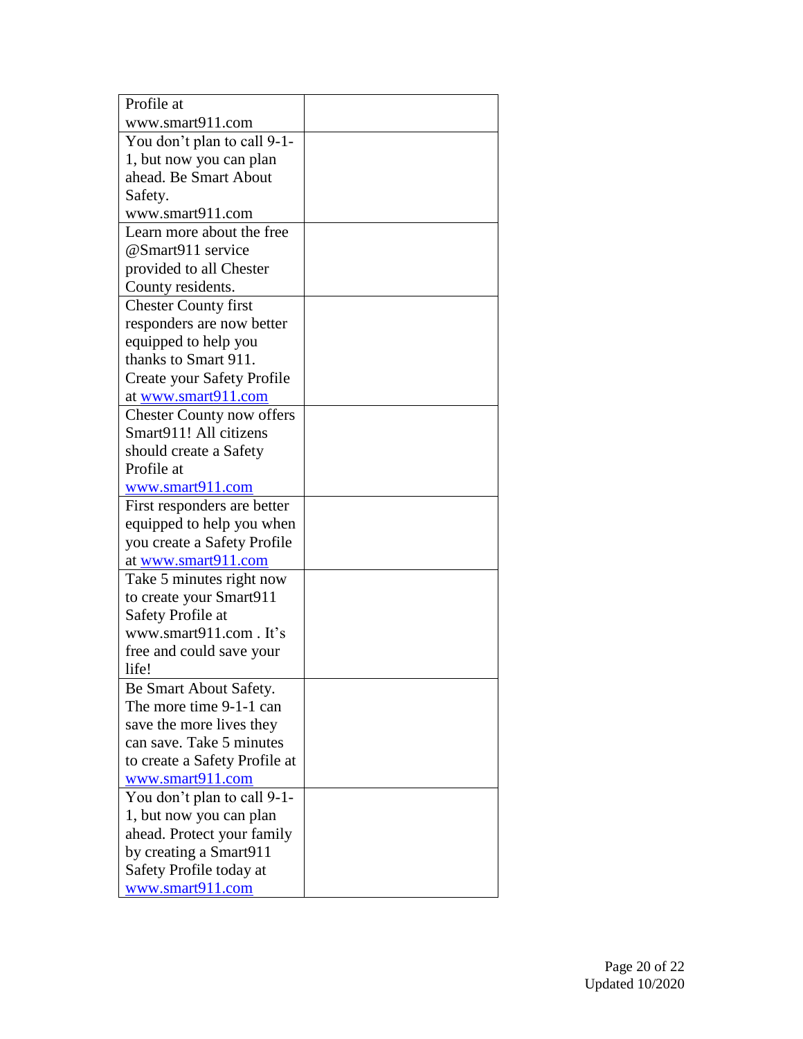| | |
|---|---|
| Profile at www.smart911.com | |
| You don't plan to call 9-1-1, but now you can plan ahead. Be Smart About Safety. www.smart911.com | |
| Learn more about the free @Smart911 service provided to all Chester County residents. | |
| Chester County first responders are now better equipped to help you thanks to Smart 911. Create your Safety Profile at www.smart911.com | |
| Chester County now offers Smart911! All citizens should create a Safety Profile at www.smart911.com | |
| First responders are better equipped to help you when you create a Safety Profile at www.smart911.com | |
| Take 5 minutes right now to create your Smart911 Safety Profile at www.smart911.com . It's free and could save your life! | |
| Be Smart About Safety. The more time 9-1-1 can save the more lives they can save. Take 5 minutes to create a Safety Profile at www.smart911.com | |
| You don't plan to call 9-1-1, but now you can plan ahead. Protect your family by creating a Smart911 Safety Profile today at www.smart911.com | |

Updated 10/2020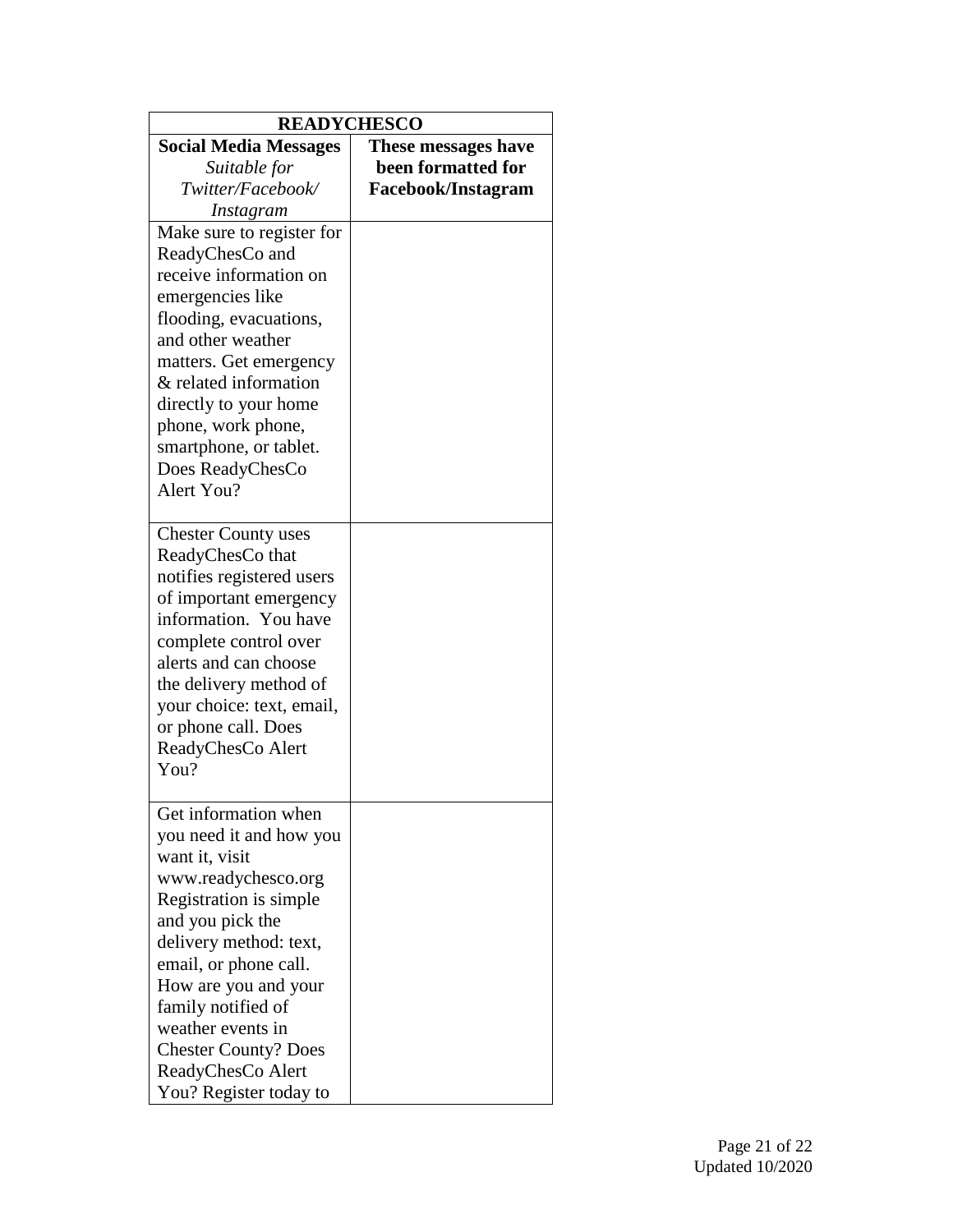| READYCHESCO | |
|---|---|
| **Social Media Messages** *Suitable for Twitter/Facebook/ Instagram* | **These messages have been formatted for Facebook/Instagram** |
| Make sure to register for ReadyChesCo and receive information on emergencies like flooding, evacuations, and other weather matters. Get emergency & related information directly to your home phone, work phone, smartphone, or tablet. Does ReadyChesCo Alert You? | |
| Chester County uses ReadyChesCo that notifies registered users of important emergency information. You have complete control over alerts and can choose the delivery method of your choice: text, email, or phone call. Does ReadyChesCo Alert You? | |
| Get information when you need it and how you want it, visit www.readychesco.org Registration is simple and you pick the delivery method: text, email, or phone call. How are you and your family notified of weather events in Chester County? Does ReadyChesCo Alert You? Register today to | |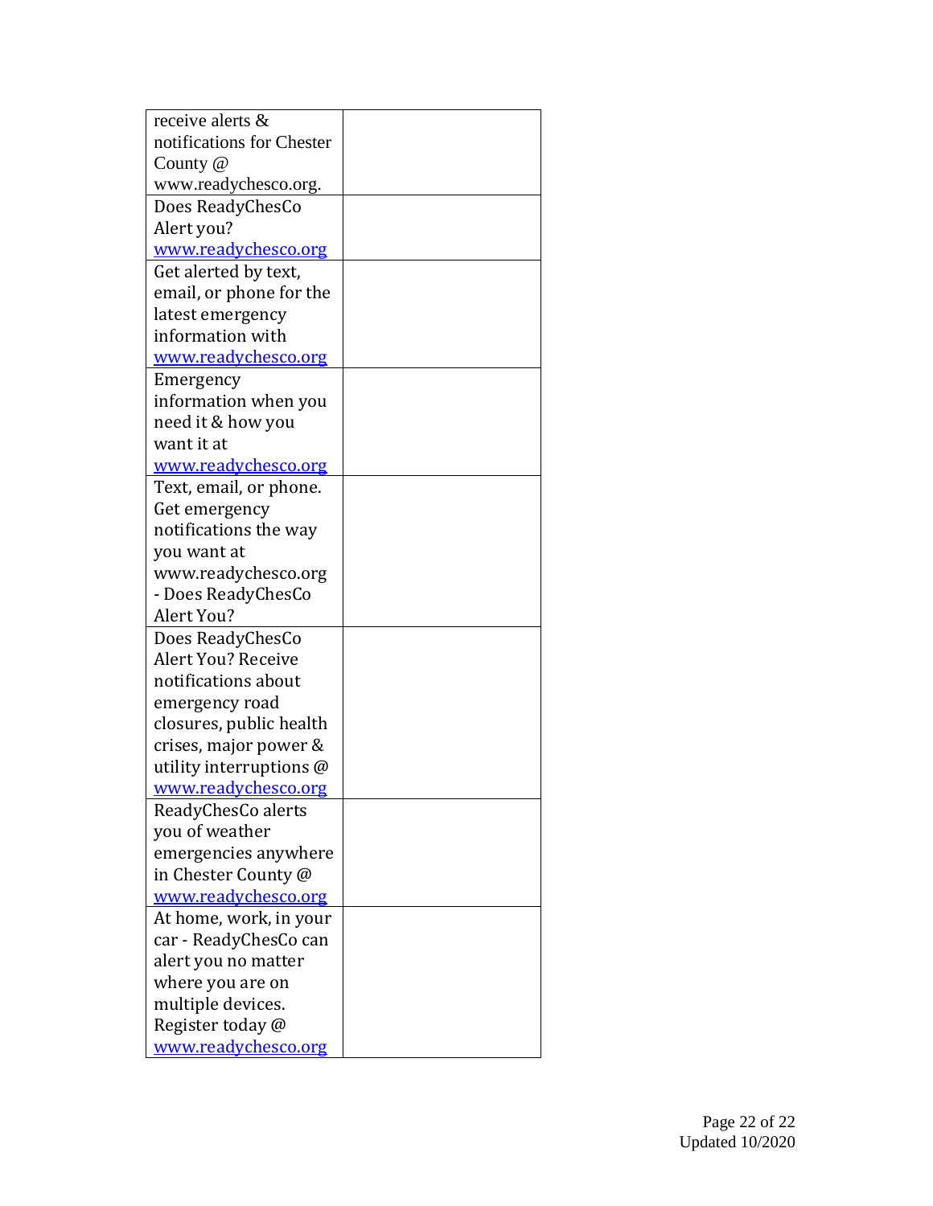| | |
|---|---|
| receive alerts & notifications for Chester County @ www.readychesco.org. | |
| Does ReadyChesCo Alert you? www.readychesco.org | |
| Get alerted by text, email, or phone for the latest emergency information with www.readychesco.org | |
| Emergency information when you need it & how you want it at www.readychesco.org | |
| Text, email, or phone. Get emergency notifications the way you want at www.readychesco.org - Does ReadyChesCo Alert You? | |
| Does ReadyChesCo Alert You? Receive notifications about emergency road closures, public health crises, major power & utility interruptions @ www.readychesco.org | |
| ReadyChesCo alerts you of weather emergencies anywhere in Chester County @ www.readychesco.org | |
| At home, work, in your car - ReadyChesCo can alert you no matter where you are on multiple devices. Register today @ www.readychesco.org | |

Updated 10/2020